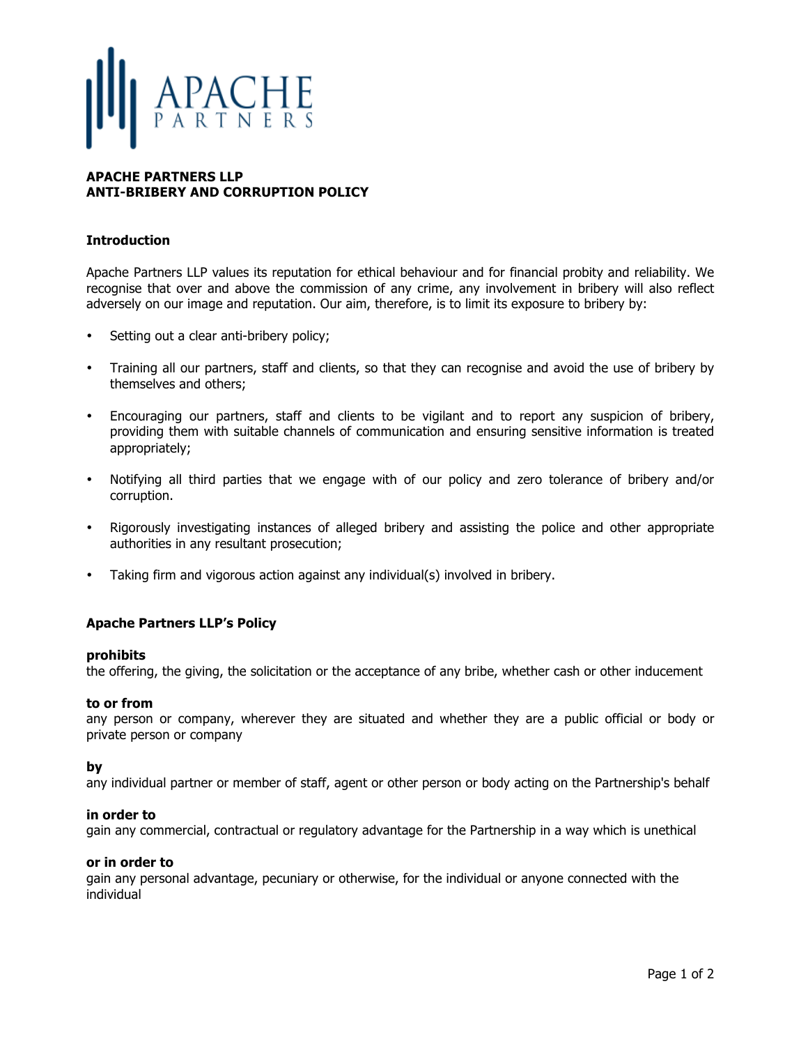# APACHE PARTNERS LLP
# ANTI-BRIBERY AND CORRUPTION POLICY

## Introduction

Apache Partners LLP values its reputation for ethical behaviour and for financial probity and reliability. We recognise that over and above the commission of any crime, any involvement in bribery will also reflect adversely on our image and reputation. Our aim, therefore, is to limit its exposure to bribery by:

- Setting out a clear anti-bribery policy;
- Training all our partners, staff and clients, so that they can recognise and avoid the use of bribery by themselves and others;
- Encouraging our partners, staff and clients to be vigilant and to report any suspicion of bribery, providing them with suitable channels of communication and ensuring sensitive information is treated appropriately;
- Notifying all third parties that we engage with of our policy and zero tolerance of bribery and/or corruption.
- Rigorously investigating instances of alleged bribery and assisting the police and other appropriate authorities in any resultant prosecution;
- Taking firm and vigorous action against any individual(s) involved in bribery.

## Apache Partners LLP's Policy

**prohibits**
the offering, the giving, the solicitation or the acceptance of any bribe, whether cash or other inducement

**to or from**
any person or company, wherever they are situated and whether they are a public official or body or private person or company

**by**
any individual partner or member of staff, agent or other person or body acting on the Partnership's behalf

**in order to**
gain any commercial, contractual or regulatory advantage for the Partnership in a way which is unethical

**or in order to**
gain any personal advantage, pecuniary or otherwise, for the individual or anyone connected with the individual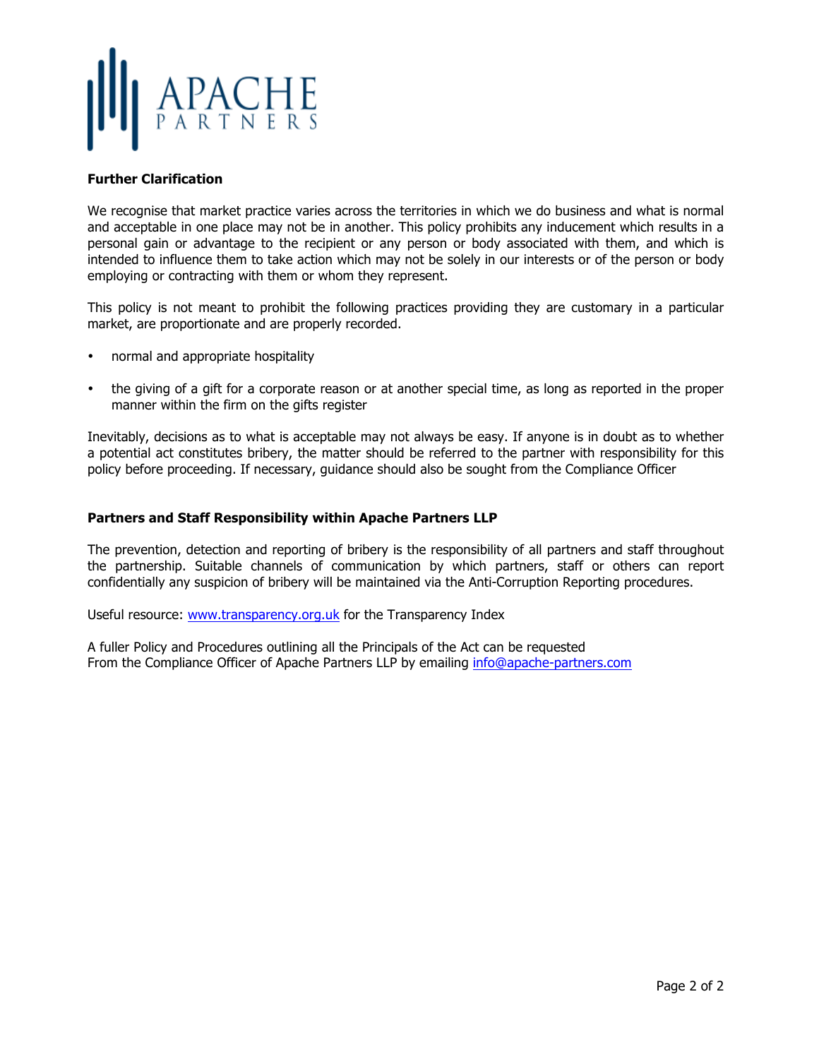**Further Clarification**

We recognise that market practice varies across the territories in which we do business and what is normal and acceptable in one place may not be in another. This policy prohibits any inducement which results in a personal gain or advantage to the recipient or any person or body associated with them, and which is intended to influence them to take action which may not be solely in our interests or of the person or body employing or contracting with them or whom they represent.

This policy is not meant to prohibit the following practices providing they are customary in a particular market, are proportionate and are properly recorded.

- normal and appropriate hospitality
- the giving of a gift for a corporate reason or at another special time, as long as reported in the proper manner within the firm on the gifts register

Inevitably, decisions as to what is acceptable may not always be easy. If anyone is in doubt as to whether a potential act constitutes bribery, the matter should be referred to the partner with responsibility for this policy before proceeding. If necessary, guidance should also be sought from the Compliance Officer

**Partners and Staff Responsibility within Apache Partners LLP**

The prevention, detection and reporting of bribery is the responsibility of all partners and staff throughout the partnership. Suitable channels of communication by which partners, staff or others can report confidentially any suspicion of bribery will be maintained via the Anti-Corruption Reporting procedures.

Useful resource: [www.transparency.org.uk](http://www.transparency.org.uk) for the Transparency Index

A fuller Policy and Procedures outlining all the Principals of the Act can be requested
From the Compliance Officer of Apache Partners LLP by emailing [info@apache-partners.com](mailto:info@apache-partners.com)